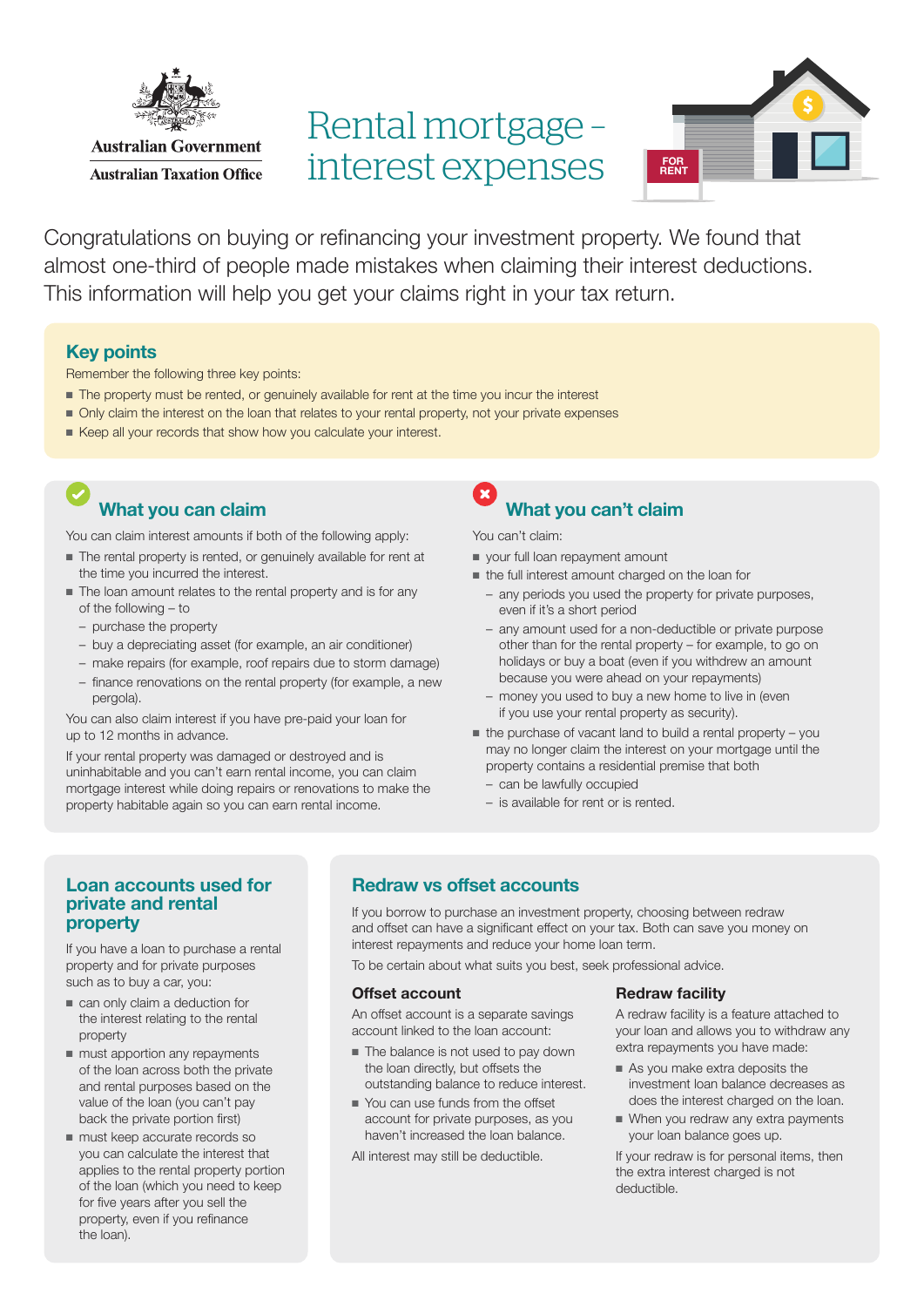Australian Government
Australian Taxation Office

# Rental mortgage – interest expenses

Congratulations on buying or refinancing your investment property. We found that almost one-third of people made mistakes when claiming their interest deductions. This information will help you get your claims right in your tax return.

## Key points

Remember the following three key points:

- The property must be rented, or genuinely available for rent at the time you incur the interest
- Only claim the interest on the loan that relates to your rental property, not your private expenses
- Keep all your records that show how you calculate your interest.

## What you can claim

You can claim interest amounts if both of the following apply:

- The rental property is rented, or genuinely available for rent at the time you incurred the interest.
- The loan amount relates to the rental property and is for any of the following – to
  - purchase the property
  - buy a depreciating asset (for example, an air conditioner)
  - make repairs (for example, roof repairs due to storm damage)
  - finance renovations on the rental property (for example, a new pergola).

You can also claim interest if you have pre-paid your loan for up to 12 months in advance.

If your rental property was damaged or destroyed and is uninhabitable and you can't earn rental income, you can claim mortgage interest while doing repairs or renovations to make the property habitable again so you can earn rental income.

## What you can't claim

You can't claim:

- your full loan repayment amount
- the full interest amount charged on the loan for
  - any periods you used the property for private purposes, even if it's a short period
  - any amount used for a non-deductible or private purpose other than for the rental property – for example, to go on holidays or buy a boat (even if you withdrew an amount because you were ahead on your repayments)
  - money you used to buy a new home to live in (even if you use your rental property as security).
- the purchase of vacant land to build a rental property – you may no longer claim the interest on your mortgage until the property contains a residential premise that both
  - can be lawfully occupied
  - is available for rent or is rented.

## Loan accounts used for private and rental property

If you have a loan to purchase a rental property and for private purposes such as to buy a car, you:

- can only claim a deduction for the interest relating to the rental property
- must apportion any repayments of the loan across both the private and rental purposes based on the value of the loan (you can't pay back the private portion first)
- must keep accurate records so you can calculate the interest that applies to the rental property portion of the loan (which you need to keep for five years after you sell the property, even if you refinance the loan).

## Redraw vs offset accounts

If you borrow to purchase an investment property, choosing between redraw and offset can have a significant effect on your tax. Both can save you money on interest repayments and reduce your home loan term.

To be certain about what suits you best, seek professional advice.

### Offset account

An offset account is a separate savings account linked to the loan account:

- The balance is not used to pay down the loan directly, but offsets the outstanding balance to reduce interest.
- You can use funds from the offset account for private purposes, as you haven't increased the loan balance.

All interest may still be deductible.

### Redraw facility

A redraw facility is a feature attached to your loan and allows you to withdraw any extra repayments you have made:

- As you make extra deposits the investment loan balance decreases as does the interest charged on the loan.
- When you redraw any extra payments your loan balance goes up.

If your redraw is for personal items, then the extra interest charged is not deductible.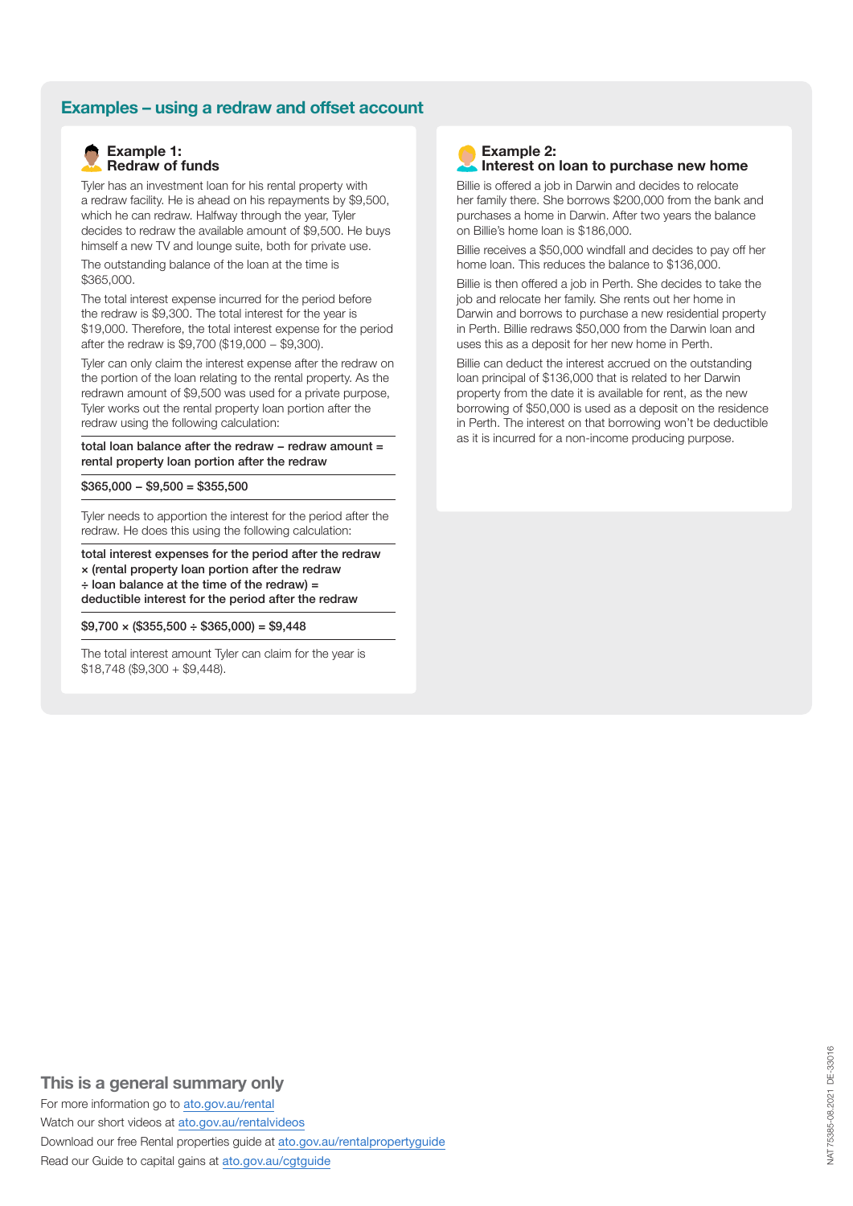## Examples – using a redraw and offset account

### Example 1: Redraw of funds

Tyler has an investment loan for his rental property with a redraw facility. He is ahead on his repayments by $9,500, which he can redraw. Halfway through the year, Tyler decides to redraw the available amount of $9,500. He buys himself a new TV and lounge suite, both for private use.

The outstanding balance of the loan at the time is $365,000.

The total interest expense incurred for the period before the redraw is $9,300. The total interest for the year is $19,000. Therefore, the total interest expense for the period after the redraw is $9,700 ($19,000 – $9,300).

Tyler can only claim the interest expense after the redraw on the portion of the loan relating to the rental property. As the redrawn amount of $9,500 was used for a private purpose, Tyler works out the rental property loan portion after the redraw using the following calculation:

**total loan balance after the redraw – redraw amount = rental property loan portion after the redraw**

**$365,000 – $9,500 = $355,500**

Tyler needs to apportion the interest for the period after the redraw. He does this using the following calculation:

**total interest expenses for the period after the redraw × (rental property loan portion after the redraw ÷ loan balance at the time of the redraw) = deductible interest for the period after the redraw**

**$9,700 × ($355,500 ÷ $365,000) = $9,448**

The total interest amount Tyler can claim for the year is $18,748 ($9,300 + $9,448).

### Example 2: Interest on loan to purchase new home

Billie is offered a job in Darwin and decides to relocate her family there. She borrows $200,000 from the bank and purchases a home in Darwin. After two years the balance on Billie's home loan is $186,000.

Billie receives a $50,000 windfall and decides to pay off her home loan. This reduces the balance to $136,000.

Billie is then offered a job in Perth. She decides to take the job and relocate her family. She rents out her home in Darwin and borrows to purchase a new residential property in Perth. Billie redraws $50,000 from the Darwin loan and uses this as a deposit for her new home in Perth.

Billie can deduct the interest accrued on the outstanding loan principal of $136,000 that is related to her Darwin property from the date it is available for rent, as the new borrowing of $50,000 is used as a deposit on the residence in Perth. The interest on that borrowing won't be deductible as it is incurred for a non-income producing purpose.

## This is a general summary only

For more information go to ato.gov.au/rental

Watch our short videos at ato.gov.au/rentalvideos

Download our free Rental properties guide at ato.gov.au/rentalpropertyguide

Read our Guide to capital gains at ato.gov.au/cgtguide

NAT 75385-08.2021 DE-33016